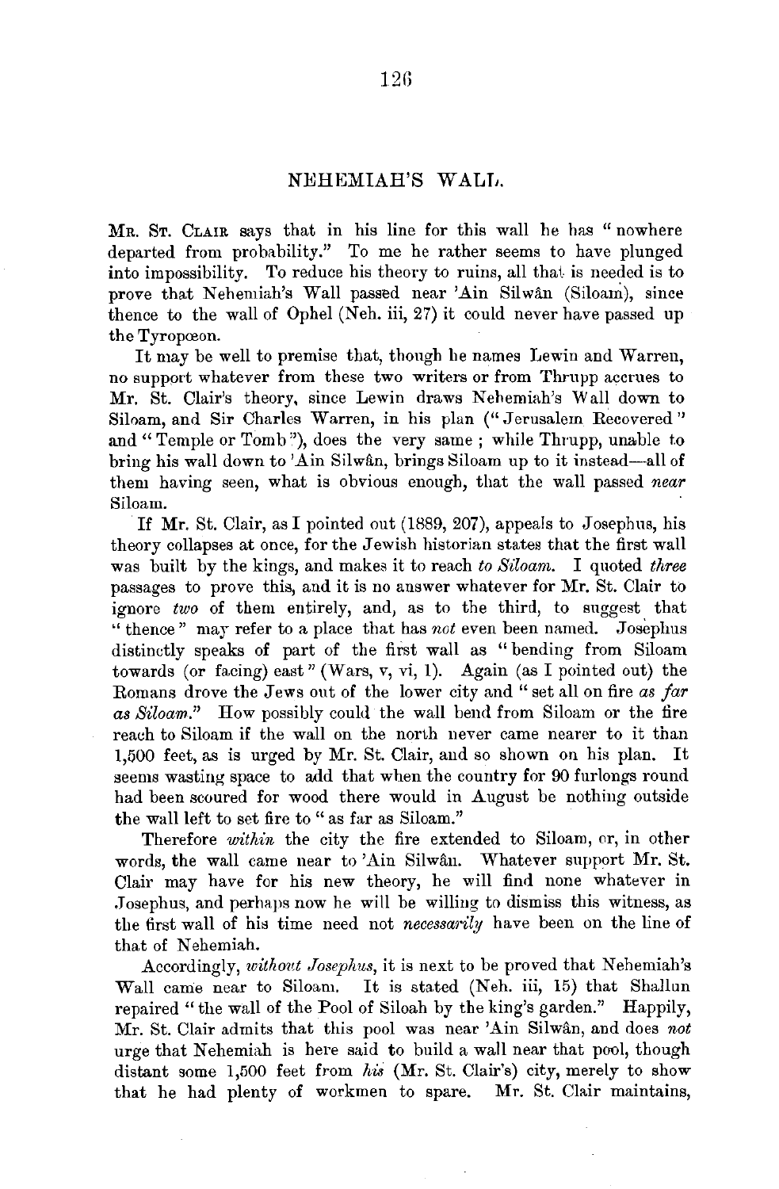## NEHEMIAH'S WALL.

MR. ST. CLAIR says that in his line for this wall he has "nowhere departed from probability." To me he rather seems to have plunged into impossibility. To reduce his theory to ruins, all that is needed is to prove that Nehemiah's Wall passed near 'Ain Silwân (Siloam), since thence to the wall of Ophel (Neh. iii, 27) it could never have passed up the Tyropœon.

It may be well to premise that, though he names Lewin and Warren, no support whatever from these two writers or from Thrupp accrues to Mr. St. Clair's theory, since Lewin draws Nehemiah's Wall down to Siloam, and Sir Charles Warren, in his plan ("Jerusalem Recovered" and "Temple or Tomb"), does the very same; while Thrupp, unable to bring his wall down to 'Ain Silwân, brings Siloam up to it instead—all of them having seen, what is obvious enough, that the wall passed *near* Siloam.

If Mr. St. Clair, as I pointed out (1889, 207), appeals to Josephus, his theory collapses at once, for the Jewish historian states that the first wall was built by the kings, and makes it to reach *to Siloam.* I quoted *three* passages to prove this, and it is no answer whatever for Mr. St. Clair to ignore *two* of them entirely, and, as to the third, to suggest that "thence" may refer to a place that has *not* even been named. Josephus distinctly speaks of part of the first wall as "bending from Siloam towards (or facing) east" (Wars, v, vi, 1). Again (as I pointed out) the Romans drove the Jews out of the lower city and "set all on fire *as far as Siloam.*" How possibly could the wall bend from Siloam or the fire reach to Siloam if the wall on the north never came nearer to it than 1,500 feet, as is urged by Mr. St. Clair, and so shown on his plan. It seems wasting space to add that when the country for 90 furlongs round had been scoured for wood there would in August be nothing outside the wall left to set fire to "as far as Siloam."

Therefore *within* the city the fire extended to Siloam, or, in other words, the wall came near to 'Ain Silwân. Whatever support Mr. St. Clair may have for his new theory, he will find none whatever in Josephus, and perhaps now he will be willing to dismiss this witness, as the first wall of his time need not *necessarily* have been on the line of that of Nehemiah.

Accordingly, *without Josephus*, it is next to be proved that Nehemiah's Wall came near to Siloam. It is stated (Neh. iii, 15) that Shallun repaired "the wall of the Pool of Siloah by the king's garden." Happily, Mr. St. Clair admits that this pool was near 'Ain Silwân, and does *not* urge that Nehemiah is here said to build a wall near that pool, though distant some 1,500 feet from *his* (Mr. St. Clair's) city, merely to show that he had plenty of workmen to spare. Mr. St. Clair maintains,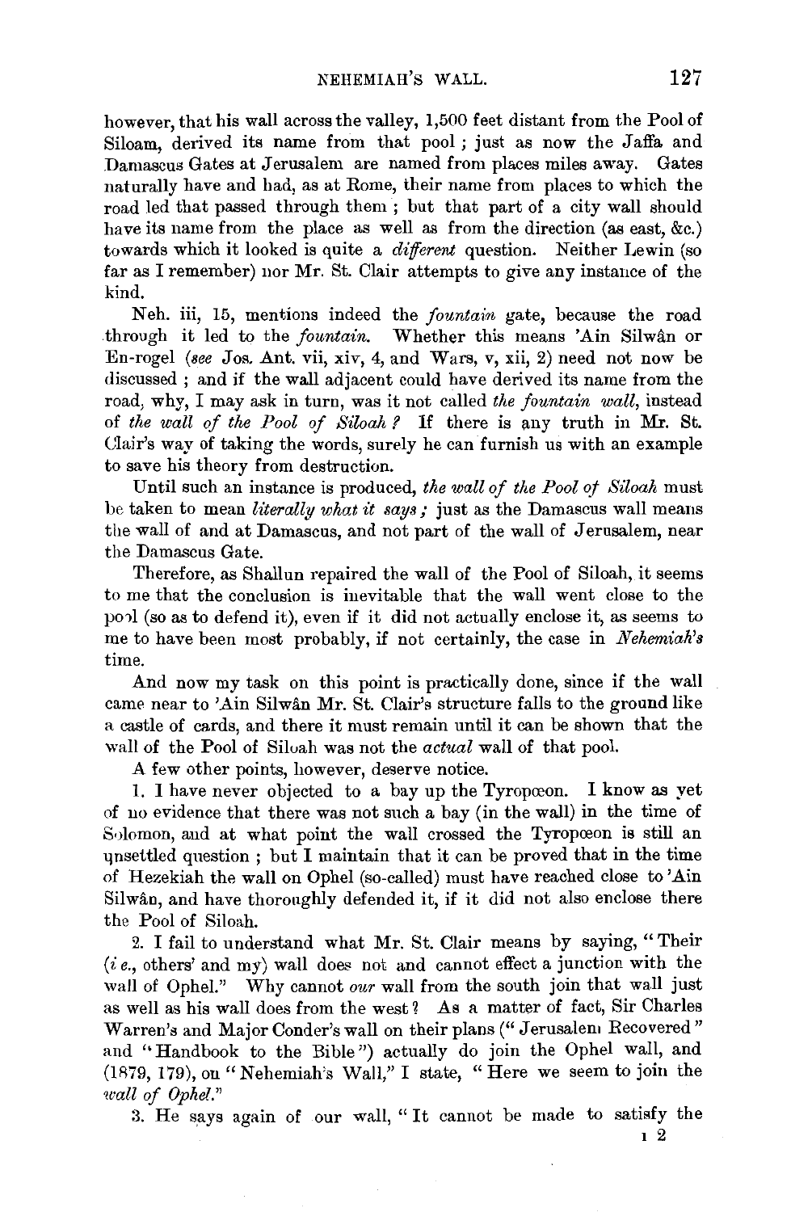however, that his wall across the valley, 1,500 feet distant from the Pool of Siloam, derived its name from that pool ; just as now the Jaffa and Damascus Gates at Jerusalem are named from places miles away. Gates naturally have and had, as at Rome, their name from places to which the road led that passed through them ; but that part of a city wall should have its name from the place as well as from the direction (as east, &c.) towards which it looked is quite a *different* question. Neither Lewin (so far as I remember) nor Mr. St. Clair attempts to give any instance of the kind.

Neh. iii, 15, mentions indeed the *fountain* gate, because the road through it led to the *fountain.* Whether this means 'Ain Silwân or En-rogel (*see* Jos. Ant. vii, xiv, 4, and Wars, v, xii, 2) need not now be discussed ; and if the wall adjacent could have derived its name from the road, why, I may ask in turn, was it not called *the fountain wall*, instead of *the wall of the Pool of Siloah ?* If there is any truth in Mr. St. Clair's way of taking the words, surely he can furnish us with an example to save his theory from destruction.

Until such an instance is produced, *the wall of the Pool of Siloah* must be taken to mean *literally what it says ;* just as the Damascus wall means the wall of and at Damascus, and not part of the wall of Jerusalem, near the Damascus Gate.

Therefore, as Shallun repaired the wall of the Pool of Siloah, it seems to me that the conclusion is inevitable that the wall went close to the pool (so as to defend it), even if it did not actually enclose it, as seems to me to have been most probably, if not certainly, the case in *Nehemiah's* time.

And now my task on this point is practically done, since if the wall came near to 'Ain Silwân Mr. St. Clair's structure falls to the ground like a castle of cards, and there it must remain until it can be shown that the wall of the Pool of Siloah was not the *actual* wall of that pool.

A few other points, however, deserve notice.

1. I have never objected to a bay up the Tyropœon. I know as yet of no evidence that there was not such a bay (in the wall) in the time of Solomon, and at what point the wall crossed the Tyropœon is still an unsettled question ; but I maintain that it can be proved that in the time of Hezekiah the wall on Ophel (so-called) must have reached close to 'Ain Silwân, and have thoroughly defended it, if it did not also enclose there the Pool of Siloah.

2. I fail to understand what Mr. St. Clair means by saying, "Their (*i e.*, others' and my) wall does not and cannot effect a junction with the wall of Ophel." Why cannot *our* wall from the south join that wall just as well as his wall does from the west? As a matter of fact, Sir Charles Warren's and Major Conder's wall on their plans ("Jerusalem Recovered" and "Handbook to the Bible") actually do join the Ophel wall, and (1879, 179), on "Nehemiah's Wall," I state, "Here we seem to join the *wall of Ophel.*"

3. He says again of our wall, "It cannot be made to satisfy the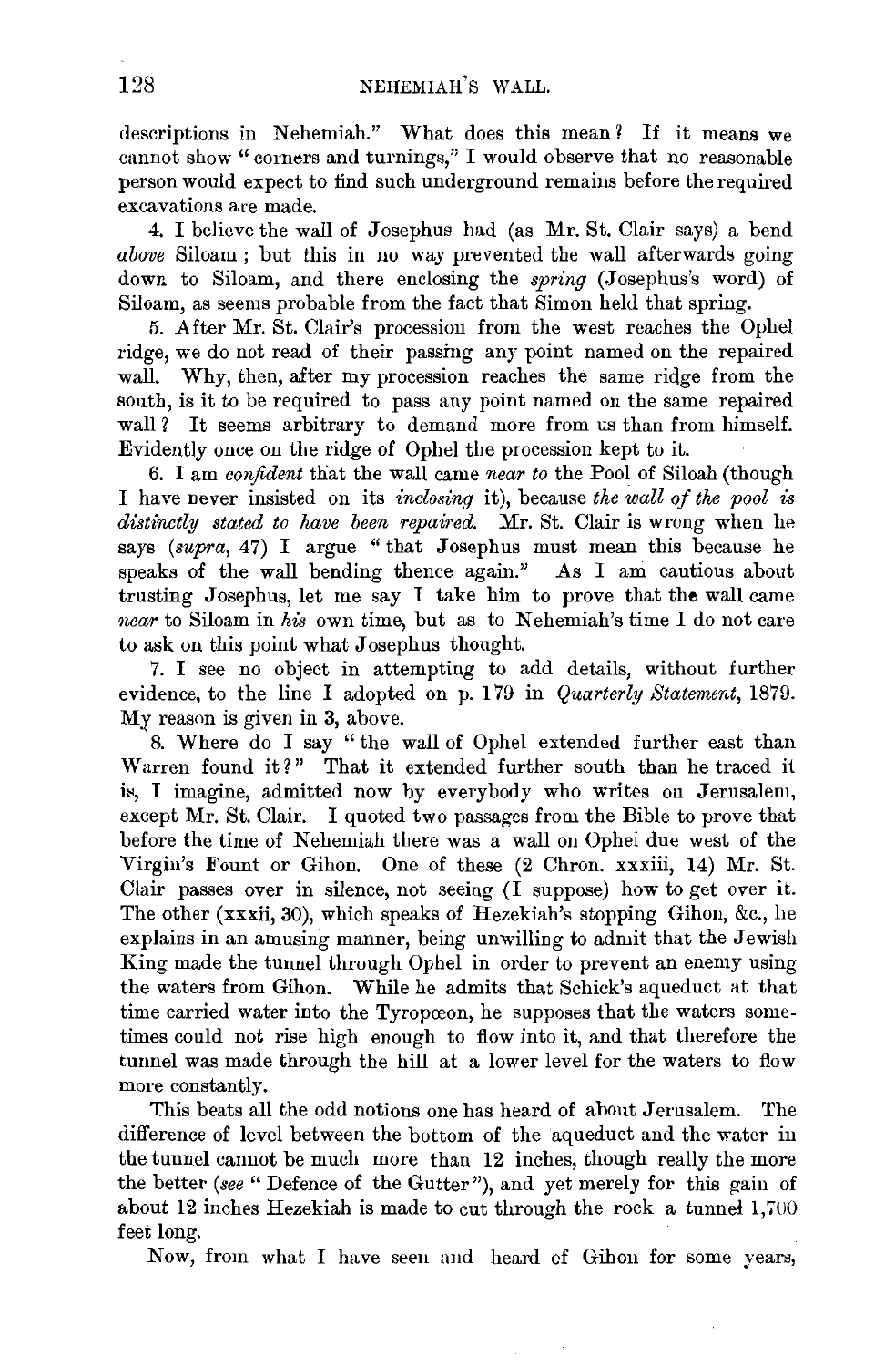descriptions in Nehemiah." What does this mean? If it means we cannot show "corners and turnings," I would observe that no reasonable person would expect to find such underground remains before the required excavations are made.

4. I believe the wall of Josephus had (as Mr. St. Clair says) a bend *above* Siloam; but this in no way prevented the wall afterwards going down to Siloam, and there enclosing the *spring* (Josephus's word) of Siloam, as seems probable from the fact that Simon held that spring.

5. After Mr. St. Clair's procession from the west reaches the Ophel ridge, we do not read of their passing any point named on the repaired wall. Why, then, after my procession reaches the same ridge from the south, is it to be required to pass any point named on the same repaired wall? It seems arbitrary to demand more from us than from himself. Evidently once on the ridge of Ophel the procession kept to it.

6. I am *confident* that the wall came *near to* the Pool of Siloah (though I have never insisted on its *inclosing* it), because *the wall of the pool is distinctly stated to have been repaired.* Mr. St. Clair is wrong when he says (*supra*, 47) I argue "that Josephus must mean this because he speaks of the wall bending thence again." As I am cautious about trusting Josephus, let me say I take him to prove that the wall came *near* to Siloam in *his* own time, but as to Nehemiah's time I do not care to ask on this point what Josephus thought.

7. I see no object in attempting to add details, without further evidence, to the line I adopted on p. 179 in *Quarterly Statement*, 1879. My reason is given in 3, above.

8. Where do I say "the wall of Ophel extended further east than Warren found it?" That it extended further south than he traced it is, I imagine, admitted now by everybody who writes on Jerusalem, except Mr. St. Clair. I quoted two passages from the Bible to prove that before the time of Nehemiah there was a wall on Ophel due west of the Virgin's Fount or Gihon. One of these (2 Chron. xxxiii, 14) Mr. St. Clair passes over in silence, not seeing (I suppose) how to get over it. The other (xxxii, 30), which speaks of Hezekiah's stopping Gihon, &c., he explains in an amusing manner, being unwilling to admit that the Jewish King made the tunnel through Ophel in order to prevent an enemy using the waters from Gihon. While he admits that Schick's aqueduct at that time carried water into the Tyropœon, he supposes that the waters sometimes could not rise high enough to flow into it, and that therefore the tunnel was made through the hill at a lower level for the waters to flow more constantly.

This beats all the odd notions one has heard of about Jerusalem. The difference of level between the bottom of the aqueduct and the water in the tunnel cannot be much more than 12 inches, though really the more the better (*see* "Defence of the Gutter"), and yet merely for this gain of about 12 inches Hezekiah is made to cut through the rock a tunnel 1,700 feet long.

Now, from what I have seen and heard of Gihon for some years,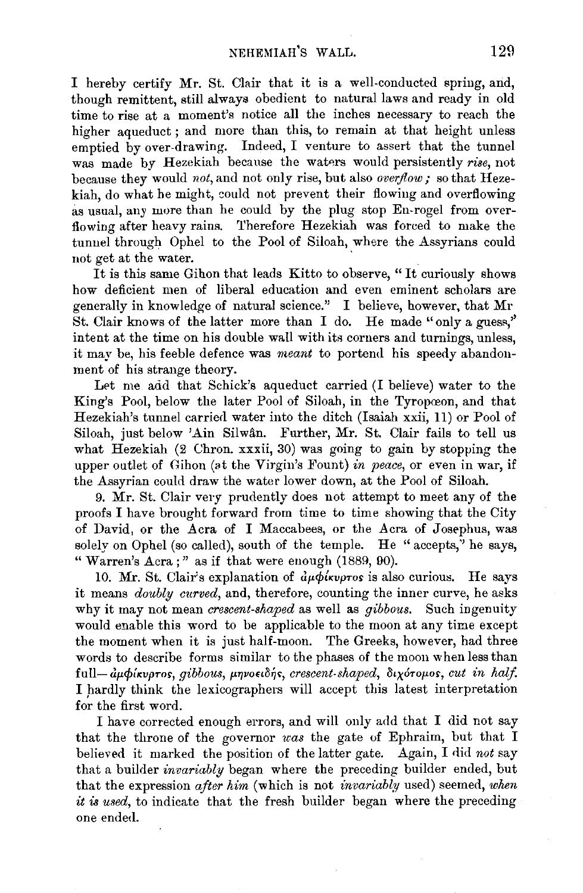I hereby certify Mr. St. Clair that it is a well-conducted spring, and, though remittent, still always obedient to natural laws and ready in old time to rise at a moment's notice all the inches necessary to reach the higher aqueduct; and more than this, to remain at that height unless emptied by over-drawing. Indeed, I venture to assert that the tunnel was made by Hezekiah because the waters would persistently *rise*, not because they would *not*, and not only rise, but also *overflow;* so that Hezekiah, do what he might, could not prevent their flowing and overflowing as usual, any more than he could by the plug stop En-rogel from overflowing after heavy rains. Therefore Hezekiah was forced to make the tunnel through Ophel to the Pool of Siloah, where the Assyrians could not get at the water.

It is this same Gihon that leads Kitto to observe, "It curiously shows how deficient men of liberal education and even eminent scholars are generally in knowledge of natural science." I believe, however, that Mr St. Clair knows of the latter more than I do. He made "only a guess," intent at the time on his double wall with its corners and turnings, unless, it may be, his feeble defence was *meant* to portend his speedy abandonment of his strange theory.

Let me add that Schick's aqueduct carried (I believe) water to the King's Pool, below the later Pool of Siloah, in the Tyropœon, and that Hezekiah's tunnel carried water into the ditch (Isaiah xxii, 11) or Pool of Siloah, just below 'Ain Silwân. Further, Mr. St. Clair fails to tell us what Hezekiah (2 Chron. xxxii, 30) was going to gain by stopping the upper outlet of Gihon (at the Virgin's Fount) *in peace*, or even in war, if the Assyrian could draw the water lower down, at the Pool of Siloah.

9. Mr. St. Clair very prudently does not attempt to meet any of the proofs I have brought forward from time to time showing that the City of David, or the Acra of I Maccabees, or the Acra of Josephus, was solely on Ophel (so called), south of the temple. He "accepts," he says, "Warren's Acra;" as if that were enough (1889, 90).

10. Mr. St. Clair's explanation of ἀμφίκυρτος is also curious. He says it means *doubly curved*, and, therefore, counting the inner curve, he asks why it may not mean *crescent-shaped* as well as *gibbous*. Such ingenuity would enable this word to be applicable to the moon at any time except the moment when it is just half-moon. The Greeks, however, had three words to describe forms similar to the phases of the moon when less than full—ἀμφίκυρτος, *gibbous*, μηνοειδής, *crescent-shaped*, διχότομος, *cut in half.* I hardly think the lexicographers will accept this latest interpretation for the first word.

I have corrected enough errors, and will only add that I did not say that the throne of the governor *was* the gate of Ephraim, but that I believed it marked the position of the latter gate. Again, I did *not* say that a builder *invariably* began where the preceding builder ended, but that the expression *after him* (which is not *invariably* used) seemed, *when it is used*, to indicate that the fresh builder began where the preceding one ended.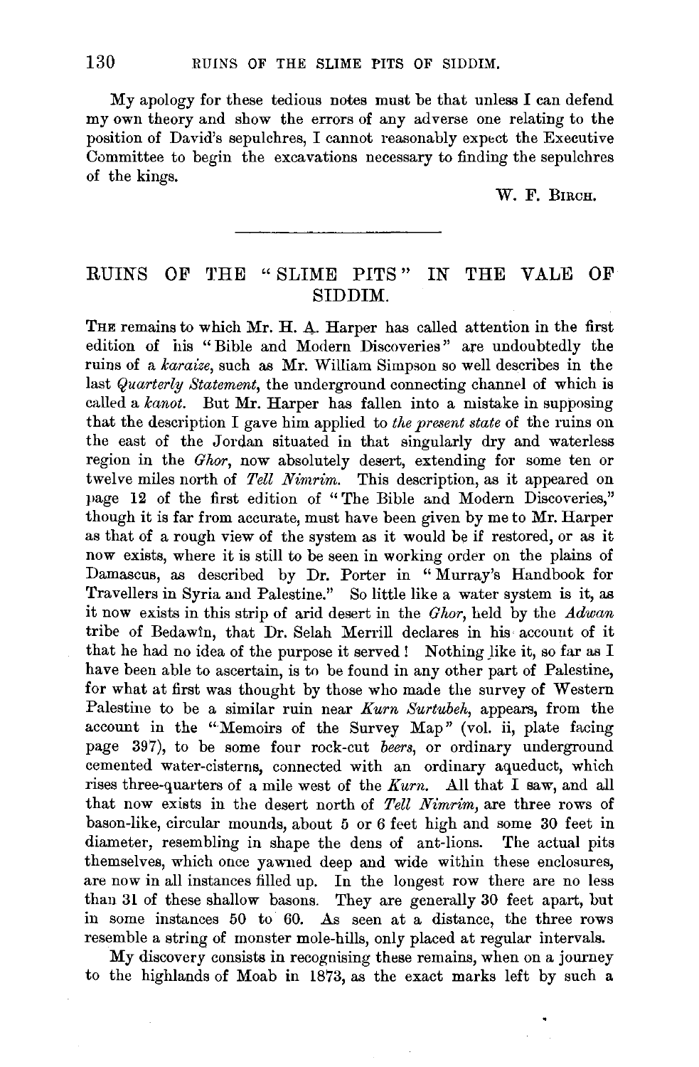My apology for these tedious notes must be that unless I can defend my own theory and show the errors of any adverse one relating to the position of David's sepulchres, I cannot reasonably expect the Executive Committee to begin the excavations necessary to finding the sepulchres of the kings.

W. F. Birch.

---

## RUINS OF THE "SLIME PITS" IN THE VALE OF SIDDIM.

The remains to which Mr. H. A. Harper has called attention in the first edition of his "Bible and Modern Discoveries" are undoubtedly the ruins of a *karaize*, such as Mr. William Simpson so well describes in the last *Quarterly Statement*, the underground connecting channel of which is called a *kanot*. But Mr. Harper has fallen into a mistake in supposing that the description I gave him applied to *the present state* of the ruins on the east of the Jordan situated in that singularly dry and waterless region in the *Ghor*, now absolutely desert, extending for some ten or twelve miles north of *Tell Nimrim*. This description, as it appeared on page 12 of the first edition of "The Bible and Modern Discoveries," though it is far from accurate, must have been given by me to Mr. Harper as that of a rough view of the system as it would be if restored, or as it now exists, where it is still to be seen in working order on the plains of Damascus, as described by Dr. Porter in "Murray's Handbook for Travellers in Syria and Palestine." So little like a water system is it, as it now exists in this strip of arid desert in the *Ghor*, held by the *Adwan* tribe of Bedawîn, that Dr. Selah Merrill declares in his account of it that he had no idea of the purpose it served! Nothing like it, so far as I have been able to ascertain, is to be found in any other part of Palestine, for what at first was thought by those who made the survey of Western Palestine to be a similar ruin near *Kurn Surtubeh*, appears, from the account in the "Memoirs of the Survey Map" (vol. ii, plate facing page 397), to be some four rock-cut *beers*, or ordinary underground cemented water-cisterns, connected with an ordinary aqueduct, which rises three-quarters of a mile west of the *Kurn*. All that I saw, and all that now exists in the desert north of *Tell Nimrim*, are three rows of bason-like, circular mounds, about 5 or 6 feet high and some 30 feet in diameter, resembling in shape the dens of ant-lions. The actual pits themselves, which once yawned deep and wide within these enclosures, are now in all instances filled up. In the longest row there are no less than 31 of these shallow basons. They are generally 30 feet apart, but in some instances 50 to 60. As seen at a distance, the three rows resemble a string of monster mole-hills, only placed at regular intervals.

My discovery consists in recognising these remains, when on a journey to the highlands of Moab in 1873, as the exact marks left by such a